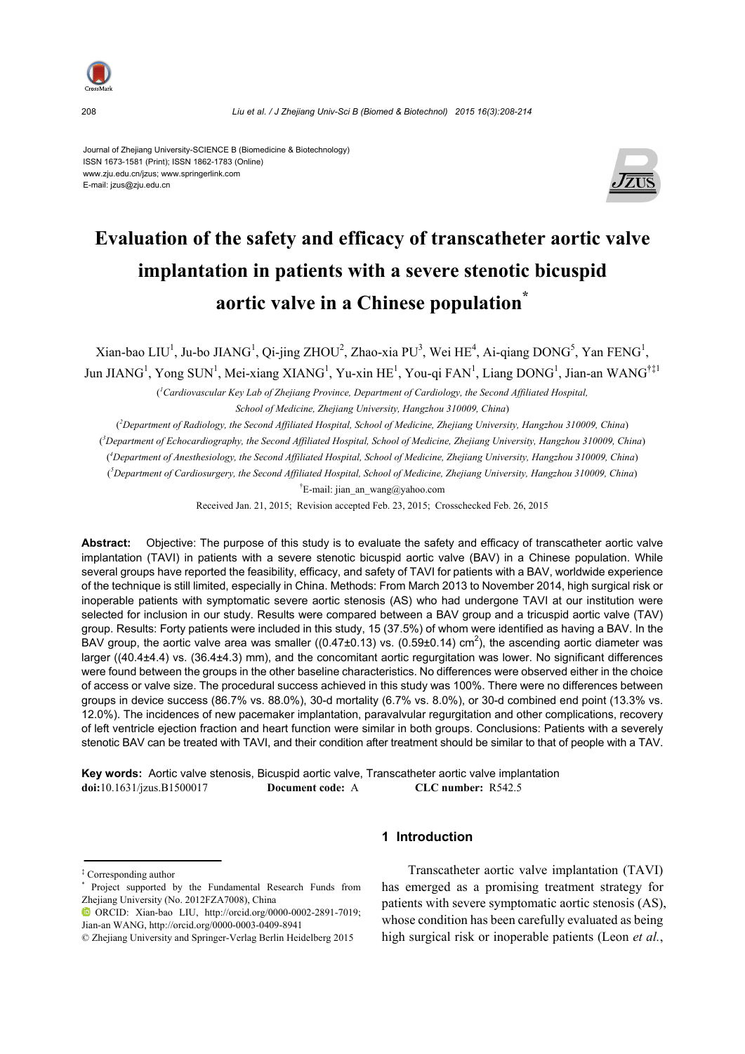Journal of Zhejiang University-SCIENCE B (Biomedicine & Biotechnology)
ISSN 1673-1581 (Print); ISSN 1862-1783 (Online)
www.zju.edu.cn/jzus; www.springerlink.com
E-mail: jzus@zju.edu.cn

# Evaluation of the safety and efficacy of transcatheter aortic valve implantation in patients with a severe stenotic bicuspid aortic valve in a Chinese population*

Xian-bao LIU[1], Ju-bo JIANG[1], Qi-jing ZHOU[2], Zhao-xia PU[3], Wei HE[4], Ai-qiang DONG[5], Yan FENG[1], Jun JIANG[1], Yong SUN[1], Mei-xiang XIANG[1], Yu-xin HE[1], You-qi FAN[1], Liang DONG[1], Jian-an WANG[†‡1]

([1]Cardiovascular Key Lab of Zhejiang Province, Department of Cardiology, the Second Affiliated Hospital, School of Medicine, Zhejiang University, Hangzhou 310009, China)

([2]Department of Radiology, the Second Affiliated Hospital, School of Medicine, Zhejiang University, Hangzhou 310009, China)

([3]Department of Echocardiography, the Second Affiliated Hospital, School of Medicine, Zhejiang University, Hangzhou 310009, China)

([4]Department of Anesthesiology, the Second Affiliated Hospital, School of Medicine, Zhejiang University, Hangzhou 310009, China)

([5]Department of Cardiosurgery, the Second Affiliated Hospital, School of Medicine, Zhejiang University, Hangzhou 310009, China)

[†]E-mail: jian_an_wang@yahoo.com

Received Jan. 21, 2015; Revision accepted Feb. 23, 2015; Crosschecked Feb. 26, 2015

**Abstract:** Objective: The purpose of this study is to evaluate the safety and efficacy of transcatheter aortic valve implantation (TAVI) in patients with a severe stenotic bicuspid aortic valve (BAV) in a Chinese population. While several groups have reported the feasibility, efficacy, and safety of TAVI for patients with a BAV, worldwide experience of the technique is still limited, especially in China. Methods: From March 2013 to November 2014, high surgical risk or inoperable patients with symptomatic severe aortic stenosis (AS) who had undergone TAVI at our institution were selected for inclusion in our study. Results were compared between a BAV group and a tricuspid aortic valve (TAV) group. Results: Forty patients were included in this study, 15 (37.5%) of whom were identified as having a BAV. In the BAV group, the aortic valve area was smaller ((0.47±0.13) vs. (0.59±0.14) $cm^2$), the ascending aortic diameter was larger ((40.4±4.4) vs. (36.4±4.3) mm), and the concomitant aortic regurgitation was lower. No significant differences were found between the groups in the other baseline characteristics. No differences were observed either in the choice of access or valve size. The procedural success achieved in this study was 100%. There were no differences between groups in device success (86.7% vs. 88.0%), 30-d mortality (6.7% vs. 8.0%), or 30-d combined end point (13.3% vs. 12.0%). The incidences of new pacemaker implantation, paravalvular regurgitation and other complications, recovery of left ventricle ejection fraction and heart function were similar in both groups. Conclusions: Patients with a severely stenotic BAV can be treated with TAVI, and their condition after treatment should be similar to that of people with a TAV.

**Key words:** Aortic valve stenosis, Bicuspid aortic valve, Transcatheter aortic valve implantation
**doi:**10.1631/jzus.B1500017 **Document code:** A **CLC number:** R542.5

## 1 Introduction

Transcatheter aortic valve implantation (TAVI) has emerged as a promising treatment strategy for patients with severe symptomatic aortic stenosis (AS), whose condition has been carefully evaluated as being high surgical risk or inoperable patients (Leon *et al.*,

---

‡ Corresponding author

\* Project supported by the Fundamental Research Funds from Zhejiang University (No. 2012FZA7008), China

ORCID: Xian-bao LIU, http://orcid.org/0000-0002-2891-7019; Jian-an WANG, http://orcid.org/0000-0003-0409-8941

© Zhejiang University and Springer-Verlag Berlin Heidelberg 2015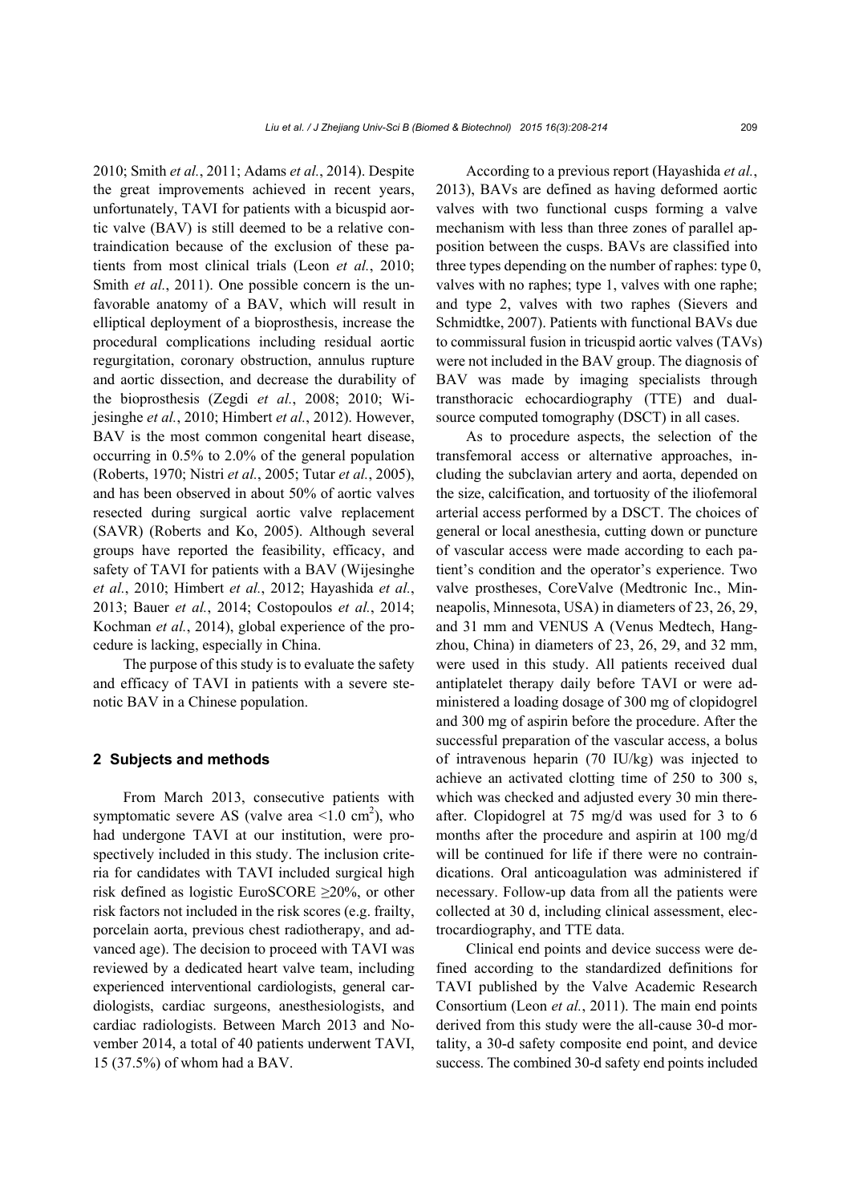2010; Smith *et al.*, 2011; Adams *et al.*, 2014). Despite the great improvements achieved in recent years, unfortunately, TAVI for patients with a bicuspid aortic valve (BAV) is still deemed to be a relative contraindication because of the exclusion of these patients from most clinical trials (Leon *et al.*, 2010; Smith *et al.*, 2011). One possible concern is the unfavorable anatomy of a BAV, which will result in elliptical deployment of a bioprosthesis, increase the procedural complications including residual aortic regurgitation, coronary obstruction, annulus rupture and aortic dissection, and decrease the durability of the bioprosthesis (Zegdi *et al.*, 2008; 2010; Wijesinghe *et al.*, 2010; Himbert *et al.*, 2012). However, BAV is the most common congenital heart disease, occurring in 0.5% to 2.0% of the general population (Roberts, 1970; Nistri *et al.*, 2005; Tutar *et al.*, 2005), and has been observed in about 50% of aortic valves resected during surgical aortic valve replacement (SAVR) (Roberts and Ko, 2005). Although several groups have reported the feasibility, efficacy, and safety of TAVI for patients with a BAV (Wijesinghe *et al.*, 2010; Himbert *et al.*, 2012; Hayashida *et al.*, 2013; Bauer *et al.*, 2014; Costopoulos *et al.*, 2014; Kochman *et al.*, 2014), global experience of the procedure is lacking, especially in China.

The purpose of this study is to evaluate the safety and efficacy of TAVI in patients with a severe stenotic BAV in a Chinese population.

## 2 Subjects and methods

From March 2013, consecutive patients with symptomatic severe AS (valve area $<1.0$ cm$^2$), who had undergone TAVI at our institution, were prospectively included in this study. The inclusion criteria for candidates with TAVI included surgical high risk defined as logistic EuroSCORE ≥20%, or other risk factors not included in the risk scores (e.g. frailty, porcelain aorta, previous chest radiotherapy, and advanced age). The decision to proceed with TAVI was reviewed by a dedicated heart valve team, including experienced interventional cardiologists, general cardiologists, cardiac surgeons, anesthesiologists, and cardiac radiologists. Between March 2013 and November 2014, a total of 40 patients underwent TAVI, 15 (37.5%) of whom had a BAV.

According to a previous report (Hayashida *et al.*, 2013), BAVs are defined as having deformed aortic valves with two functional cusps forming a valve mechanism with less than three zones of parallel apposition between the cusps. BAVs are classified into three types depending on the number of raphes: type 0, valves with no raphes; type 1, valves with one raphe; and type 2, valves with two raphes (Sievers and Schmidtke, 2007). Patients with functional BAVs due to commissural fusion in tricuspid aortic valves (TAVs) were not included in the BAV group. The diagnosis of BAV was made by imaging specialists through transthoracic echocardiography (TTE) and dual-source computed tomography (DSCT) in all cases.

As to procedure aspects, the selection of the transfemoral access or alternative approaches, including the subclavian artery and aorta, depended on the size, calcification, and tortuosity of the iliofemoral arterial access performed by a DSCT. The choices of general or local anesthesia, cutting down or puncture of vascular access were made according to each patient's condition and the operator's experience. Two valve prostheses, CoreValve (Medtronic Inc., Minneapolis, Minnesota, USA) in diameters of 23, 26, 29, and 31 mm and VENUS A (Venus Medtech, Hangzhou, China) in diameters of 23, 26, 29, and 32 mm, were used in this study. All patients received dual antiplatelet therapy daily before TAVI or were administered a loading dosage of 300 mg of clopidogrel and 300 mg of aspirin before the procedure. After the successful preparation of the vascular access, a bolus of intravenous heparin (70 IU/kg) was injected to achieve an activated clotting time of 250 to 300 s, which was checked and adjusted every 30 min thereafter. Clopidogrel at 75 mg/d was used for 3 to 6 months after the procedure and aspirin at 100 mg/d will be continued for life if there were no contraindications. Oral anticoagulation was administered if necessary. Follow-up data from all the patients were collected at 30 d, including clinical assessment, electrocardiography, and TTE data.

Clinical end points and device success were defined according to the standardized definitions for TAVI published by the Valve Academic Research Consortium (Leon *et al.*, 2011). The main end points derived from this study were the all-cause 30-d mortality, a 30-d safety composite end point, and device success. The combined 30-d safety end points included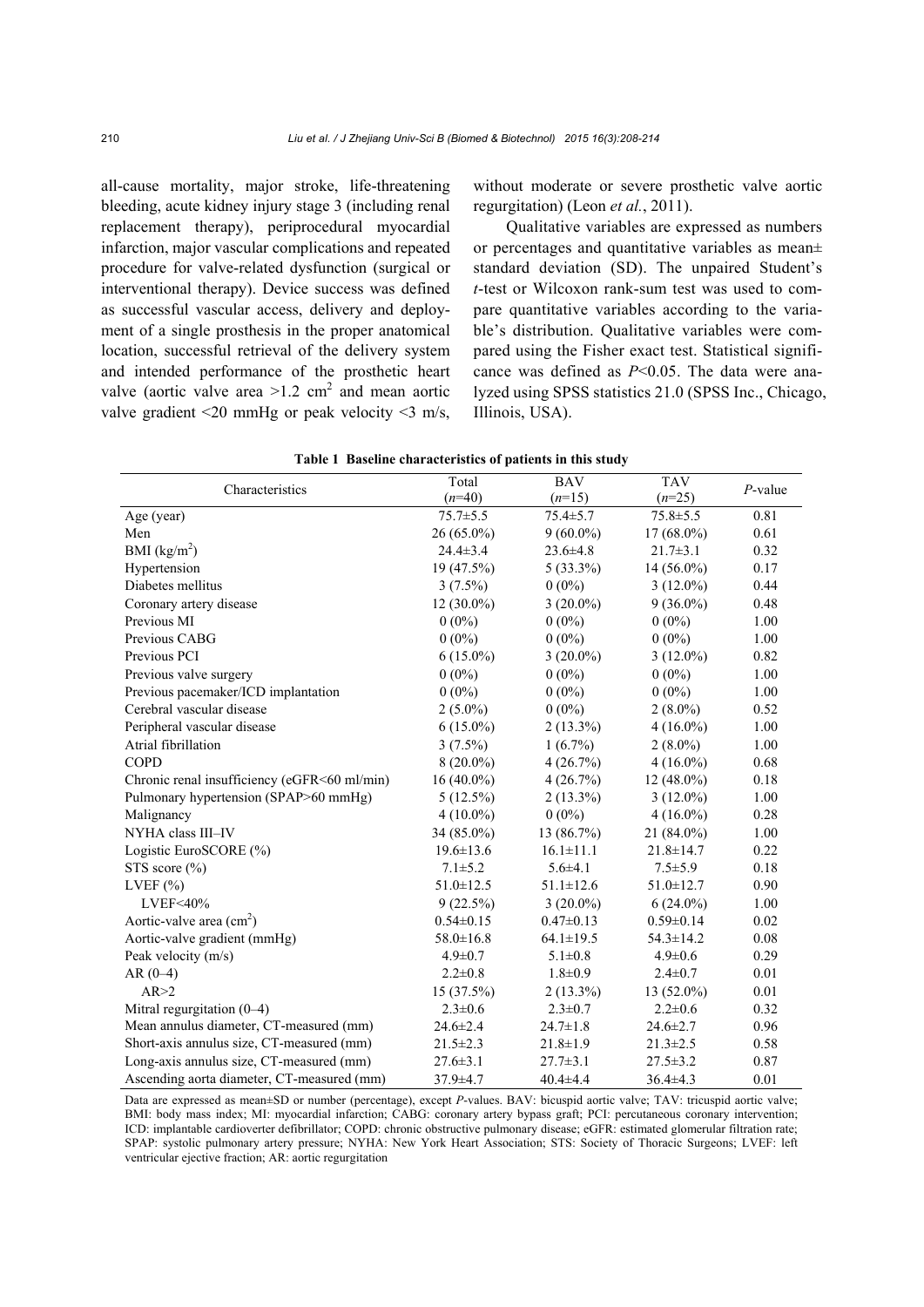all-cause mortality, major stroke, life-threatening bleeding, acute kidney injury stage 3 (including renal replacement therapy), periprocedural myocardial infarction, major vascular complications and repeated procedure for valve-related dysfunction (surgical or interventional therapy). Device success was defined as successful vascular access, delivery and deployment of a single prosthesis in the proper anatomical location, successful retrieval of the delivery system and intended performance of the prosthetic heart valve (aortic valve area >1.2 cm$^2$ and mean aortic valve gradient <20 mmHg or peak velocity <3 m/s, without moderate or severe prosthetic valve aortic regurgitation) (Leon *et al.*, 2011).

Qualitative variables are expressed as numbers or percentages and quantitative variables as mean± standard deviation (SD). The unpaired Student's *t*-test or Wilcoxon rank-sum test was used to compare quantitative variables according to the variable's distribution. Qualitative variables were compared using the Fisher exact test. Statistical significance was defined as $P<0.05$. The data were analyzed using SPSS statistics 21.0 (SPSS Inc., Chicago, Illinois, USA).

**Table 1 Baseline characteristics of patients in this study**

| Characteristics | Total (*n*=40) | BAV (*n*=15) | TAV (*n*=25) | *P*-value |
|---|---|---|---|---|
| Age (year) | 75.7±5.5 | 75.4±5.7 | 75.8±5.5 | 0.81 |
| Men | 26 (65.0%) | 9 (60.0%) | 17 (68.0%) | 0.61 |
| BMI (kg/m$^2$) | 24.4±3.4 | 23.6±4.8 | 21.7±3.1 | 0.32 |
| Hypertension | 19 (47.5%) | 5 (33.3%) | 14 (56.0%) | 0.17 |
| Diabetes mellitus | 3 (7.5%) | 0 (0%) | 3 (12.0%) | 0.44 |
| Coronary artery disease | 12 (30.0%) | 3 (20.0%) | 9 (36.0%) | 0.48 |
| Previous MI | 0 (0%) | 0 (0%) | 0 (0%) | 1.00 |
| Previous CABG | 0 (0%) | 0 (0%) | 0 (0%) | 1.00 |
| Previous PCI | 6 (15.0%) | 3 (20.0%) | 3 (12.0%) | 0.82 |
| Previous valve surgery | 0 (0%) | 0 (0%) | 0 (0%) | 1.00 |
| Previous pacemaker/ICD implantation | 0 (0%) | 0 (0%) | 0 (0%) | 1.00 |
| Cerebral vascular disease | 2 (5.0%) | 0 (0%) | 2 (8.0%) | 0.52 |
| Peripheral vascular disease | 6 (15.0%) | 2 (13.3%) | 4 (16.0%) | 1.00 |
| Atrial fibrillation | 3 (7.5%) | 1 (6.7%) | 2 (8.0%) | 1.00 |
| COPD | 8 (20.0%) | 4 (26.7%) | 4 (16.0%) | 0.68 |
| Chronic renal insufficiency (eGFR<60 ml/min) | 16 (40.0%) | 4 (26.7%) | 12 (48.0%) | 0.18 |
| Pulmonary hypertension (SPAP>60 mmHg) | 5 (12.5%) | 2 (13.3%) | 3 (12.0%) | 1.00 |
| Malignancy | 4 (10.0%) | 0 (0%) | 4 (16.0%) | 0.28 |
| NYHA class III–IV | 34 (85.0%) | 13 (86.7%) | 21 (84.0%) | 1.00 |
| Logistic EuroSCORE (%) | 19.6±13.6 | 16.1±11.1 | 21.8±14.7 | 0.22 |
| STS score (%) | 7.1±5.2 | 5.6±4.1 | 7.5±5.9 | 0.18 |
| LVEF (%) | 51.0±12.5 | 51.1±12.6 | 51.0±12.7 | 0.90 |
| LVEF<40% | 9 (22.5%) | 3 (20.0%) | 6 (24.0%) | 1.00 |
| Aortic-valve area (cm$^2$) | 0.54±0.15 | 0.47±0.13 | 0.59±0.14 | 0.02 |
| Aortic-valve gradient (mmHg) | 58.0±16.8 | 64.1±19.5 | 54.3±14.2 | 0.08 |
| Peak velocity (m/s) | 4.9±0.7 | 5.1±0.8 | 4.9±0.6 | 0.29 |
| AR (0–4) | 2.2±0.8 | 1.8±0.9 | 2.4±0.7 | 0.01 |
| AR>2 | 15 (37.5%) | 2 (13.3%) | 13 (52.0%) | 0.01 |
| Mitral regurgitation (0–4) | 2.3±0.6 | 2.3±0.7 | 2.2±0.6 | 0.32 |
| Mean annulus diameter, CT-measured (mm) | 24.6±2.4 | 24.7±1.8 | 24.6±2.7 | 0.96 |
| Short-axis annulus size, CT-measured (mm) | 21.5±2.3 | 21.8±1.9 | 21.3±2.5 | 0.58 |
| Long-axis annulus size, CT-measured (mm) | 27.6±3.1 | 27.7±3.1 | 27.5±3.2 | 0.87 |
| Ascending aorta diameter, CT-measured (mm) | 37.9±4.7 | 40.4±4.4 | 36.4±4.3 | 0.01 |

Data are expressed as mean±SD or number (percentage), except *P*-values. BAV: bicuspid aortic valve; TAV: tricuspid aortic valve; BMI: body mass index; MI: myocardial infarction; CABG: coronary artery bypass graft; PCI: percutaneous coronary intervention; ICD: implantable cardioverter defibrillator; COPD: chronic obstructive pulmonary disease; eGFR: estimated glomerular filtration rate; SPAP: systolic pulmonary artery pressure; NYHA: New York Heart Association; STS: Society of Thoracic Surgeons; LVEF: left ventricular ejective fraction; AR: aortic regurgitation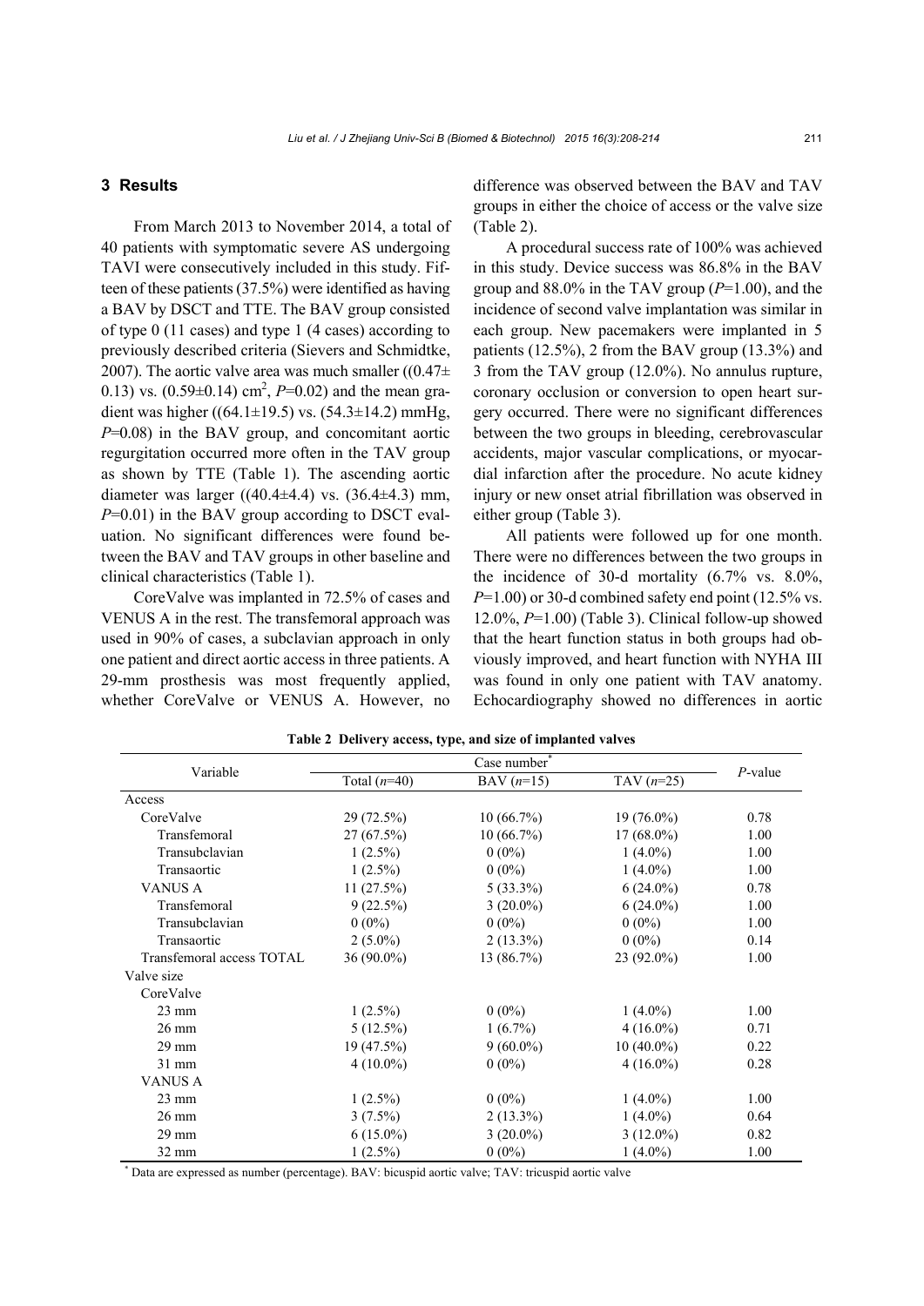## 3 Results

From March 2013 to November 2014, a total of 40 patients with symptomatic severe AS undergoing TAVI were consecutively included in this study. Fifteen of these patients (37.5%) were identified as having a BAV by DSCT and TTE. The BAV group consisted of type 0 (11 cases) and type 1 (4 cases) according to previously described criteria (Sievers and Schmidtke, 2007). The aortic valve area was much smaller ((0.47±0.13) vs. (0.59±0.14) $cm^2$, $P$=0.02) and the mean gradient was higher ((64.1±19.5) vs. (54.3±14.2) mmHg, $P$=0.08) in the BAV group, and concomitant aortic regurgitation occurred more often in the TAV group as shown by TTE (Table 1). The ascending aortic diameter was larger ((40.4±4.4) vs. (36.4±4.3) mm, $P$=0.01) in the BAV group according to DSCT evaluation. No significant differences were found between the BAV and TAV groups in other baseline and clinical characteristics (Table 1).

CoreValve was implanted in 72.5% of cases and VENUS A in the rest. The transfemoral approach was used in 90% of cases, a subclavian approach in only one patient and direct aortic access in three patients. A 29-mm prosthesis was most frequently applied, whether CoreValve or VENUS A. However, no difference was observed between the BAV and TAV groups in either the choice of access or the valve size (Table 2).

A procedural success rate of 100% was achieved in this study. Device success was 86.8% in the BAV group and 88.0% in the TAV group ($P$=1.00), and the incidence of second valve implantation was similar in each group. New pacemakers were implanted in 5 patients (12.5%), 2 from the BAV group (13.3%) and 3 from the TAV group (12.0%). No annulus rupture, coronary occlusion or conversion to open heart surgery occurred. There were no significant differences between the two groups in bleeding, cerebrovascular accidents, major vascular complications, or myocardial infarction after the procedure. No acute kidney injury or new onset atrial fibrillation was observed in either group (Table 3).

All patients were followed up for one month. There were no differences between the two groups in the incidence of 30-d mortality (6.7% vs. 8.0%, $P$=1.00) or 30-d combined safety end point (12.5% vs. 12.0%, $P$=1.00) (Table 3). Clinical follow-up showed that the heart function status in both groups had obviously improved, and heart function with NYHA III was found in only one patient with TAV anatomy. Echocardiography showed no differences in aortic

**Table 2 Delivery access, type, and size of implanted valves**

| Variable | Case number* | | | $P$-value |
|---|---|---|---|---|
| | Total ($n$=40) | BAV ($n$=15) | TAV ($n$=25) | |
| Access | | | | |
| CoreValve | 29 (72.5%) | 10 (66.7%) | 19 (76.0%) | 0.78 |
| Transfemoral | 27 (67.5%) | 10 (66.7%) | 17 (68.0%) | 1.00 |
| Transubclavian | 1 (2.5%) | 0 (0%) | 1 (4.0%) | 1.00 |
| Transaortic | 1 (2.5%) | 0 (0%) | 1 (4.0%) | 1.00 |
| VANUS A | 11 (27.5%) | 5 (33.3%) | 6 (24.0%) | 0.78 |
| Transfemoral | 9 (22.5%) | 3 (20.0%) | 6 (24.0%) | 1.00 |
| Transubclavian | 0 (0%) | 0 (0%) | 0 (0%) | 1.00 |
| Transaortic | 2 (5.0%) | 2 (13.3%) | 0 (0%) | 0.14 |
| Transfemoral access TOTAL | 36 (90.0%) | 13 (86.7%) | 23 (92.0%) | 1.00 |
| Valve size | | | | |
| CoreValve | | | | |
| 23 mm | 1 (2.5%) | 0 (0%) | 1 (4.0%) | 1.00 |
| 26 mm | 5 (12.5%) | 1 (6.7%) | 4 (16.0%) | 0.71 |
| 29 mm | 19 (47.5%) | 9 (60.0%) | 10 (40.0%) | 0.22 |
| 31 mm | 4 (10.0%) | 0 (0%) | 4 (16.0%) | 0.28 |
| VANUS A | | | | |
| 23 mm | 1 (2.5%) | 0 (0%) | 1 (4.0%) | 1.00 |
| 26 mm | 3 (7.5%) | 2 (13.3%) | 1 (4.0%) | 0.64 |
| 29 mm | 6 (15.0%) | 3 (20.0%) | 3 (12.0%) | 0.82 |
| 32 mm | 1 (2.5%) | 0 (0%) | 1 (4.0%) | 1.00 |

* Data are expressed as number (percentage). BAV: bicuspid aortic valve; TAV: tricuspid aortic valve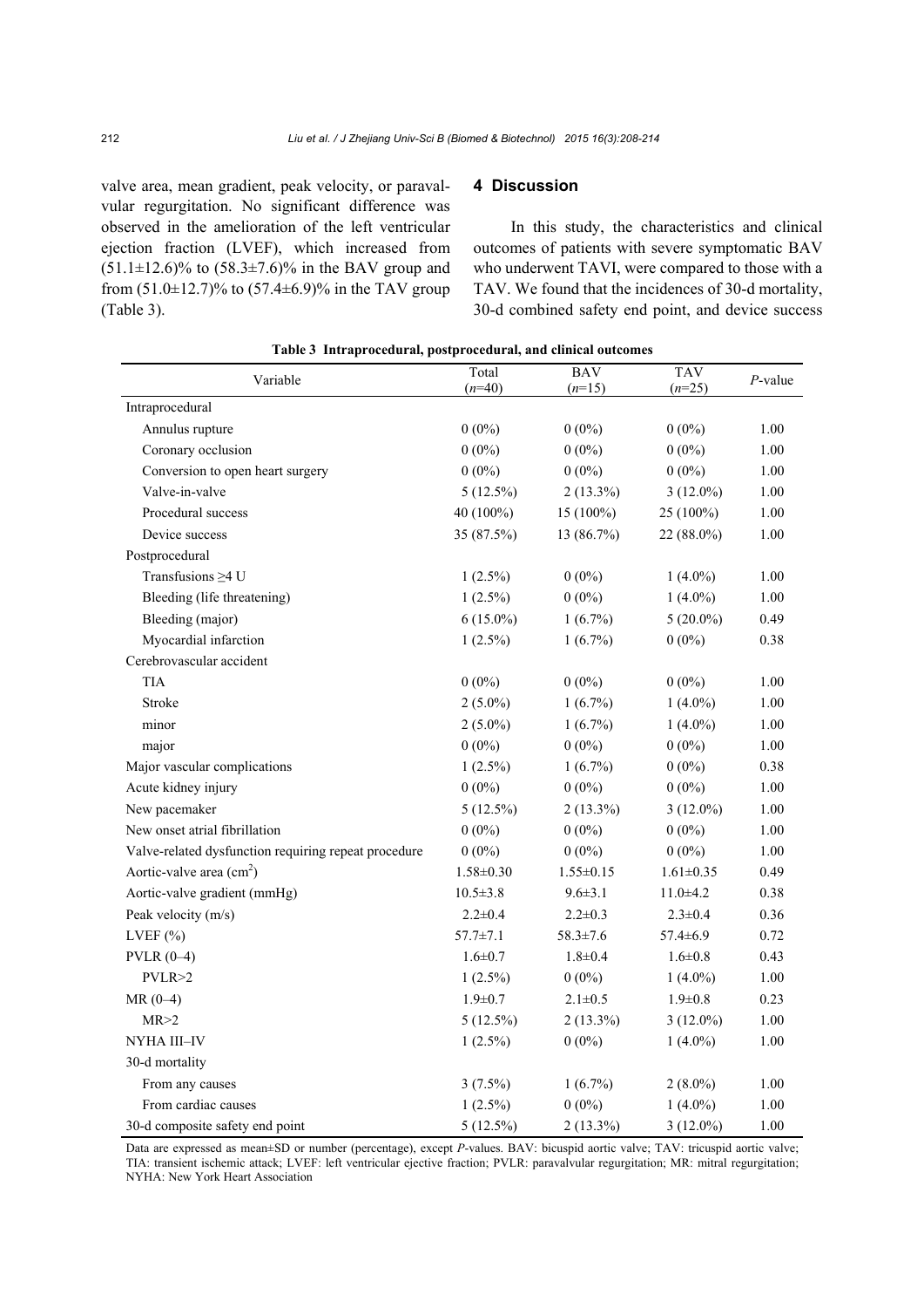valve area, mean gradient, peak velocity, or paravalvular regurgitation. No significant difference was observed in the amelioration of the left ventricular ejection fraction (LVEF), which increased from (51.1±12.6)% to (58.3±7.6)% in the BAV group and from (51.0±12.7)% to (57.4±6.9)% in the TAV group (Table 3).

## 4 Discussion

In this study, the characteristics and clinical outcomes of patients with severe symptomatic BAV who underwent TAVI, were compared to those with a TAV. We found that the incidences of 30-d mortality, 30-d combined safety end point, and device success

**Table 3 Intraprocedural, postprocedural, and clinical outcomes**

| Variable | Total (*n*=40) | BAV (*n*=15) | TAV (*n*=25) | *P*-value |
|---|---|---|---|---|
| Intraprocedural | | | | |
| Annulus rupture | 0 (0%) | 0 (0%) | 0 (0%) | 1.00 |
| Coronary occlusion | 0 (0%) | 0 (0%) | 0 (0%) | 1.00 |
| Conversion to open heart surgery | 0 (0%) | 0 (0%) | 0 (0%) | 1.00 |
| Valve-in-valve | 5 (12.5%) | 2 (13.3%) | 3 (12.0%) | 1.00 |
| Procedural success | 40 (100%) | 15 (100%) | 25 (100%) | 1.00 |
| Device success | 35 (87.5%) | 13 (86.7%) | 22 (88.0%) | 1.00 |
| Postprocedural | | | | |
| Transfusions ≥4 U | 1 (2.5%) | 0 (0%) | 1 (4.0%) | 1.00 |
| Bleeding (life threatening) | 1 (2.5%) | 0 (0%) | 1 (4.0%) | 1.00 |
| Bleeding (major) | 6 (15.0%) | 1 (6.7%) | 5 (20.0%) | 0.49 |
| Myocardial infarction | 1 (2.5%) | 1 (6.7%) | 0 (0%) | 0.38 |
| Cerebrovascular accident | | | | |
| TIA | 0 (0%) | 0 (0%) | 0 (0%) | 1.00 |
| Stroke | 2 (5.0%) | 1 (6.7%) | 1 (4.0%) | 1.00 |
| minor | 2 (5.0%) | 1 (6.7%) | 1 (4.0%) | 1.00 |
| major | 0 (0%) | 0 (0%) | 0 (0%) | 1.00 |
| Major vascular complications | 1 (2.5%) | 1 (6.7%) | 0 (0%) | 0.38 |
| Acute kidney injury | 0 (0%) | 0 (0%) | 0 (0%) | 1.00 |
| New pacemaker | 5 (12.5%) | 2 (13.3%) | 3 (12.0%) | 1.00 |
| New onset atrial fibrillation | 0 (0%) | 0 (0%) | 0 (0%) | 1.00 |
| Valve-related dysfunction requiring repeat procedure | 0 (0%) | 0 (0%) | 0 (0%) | 1.00 |
| Aortic-valve area ($cm^2$) | 1.58±0.30 | 1.55±0.15 | 1.61±0.35 | 0.49 |
| Aortic-valve gradient (mmHg) | 10.5±3.8 | 9.6±3.1 | 11.0±4.2 | 0.38 |
| Peak velocity (m/s) | 2.2±0.4 | 2.2±0.3 | 2.3±0.4 | 0.36 |
| LVEF (%) | 57.7±7.1 | 58.3±7.6 | 57.4±6.9 | 0.72 |
| PVLR (0–4) | 1.6±0.7 | 1.8±0.4 | 1.6±0.8 | 0.43 |
| PVLR>2 | 1 (2.5%) | 0 (0%) | 1 (4.0%) | 1.00 |
| MR (0–4) | 1.9±0.7 | 2.1±0.5 | 1.9±0.8 | 0.23 |
| MR>2 | 5 (12.5%) | 2 (13.3%) | 3 (12.0%) | 1.00 |
| NYHA III–IV | 1 (2.5%) | 0 (0%) | 1 (4.0%) | 1.00 |
| 30-d mortality | | | | |
| From any causes | 3 (7.5%) | 1 (6.7%) | 2 (8.0%) | 1.00 |
| From cardiac causes | 1 (2.5%) | 0 (0%) | 1 (4.0%) | 1.00 |
| 30-d composite safety end point | 5 (12.5%) | 2 (13.3%) | 3 (12.0%) | 1.00 |

Data are expressed as mean±SD or number (percentage), except *P*-values. BAV: bicuspid aortic valve; TAV: tricuspid aortic valve; TIA: transient ischemic attack; LVEF: left ventricular ejective fraction; PVLR: paravalvular regurgitation; MR: mitral regurgitation; NYHA: New York Heart Association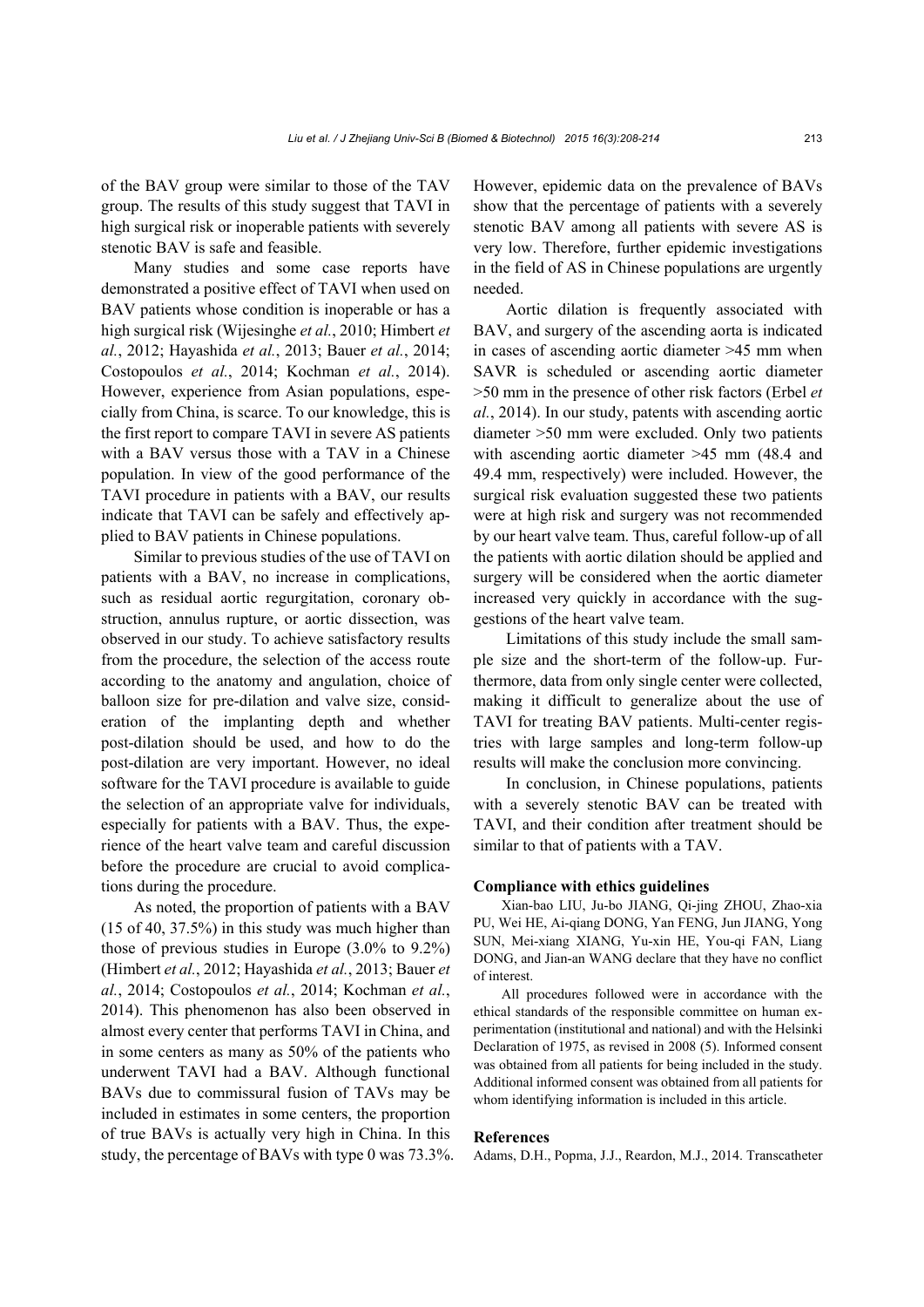of the BAV group were similar to those of the TAV group. The results of this study suggest that TAVI in high surgical risk or inoperable patients with severely stenotic BAV is safe and feasible.

Many studies and some case reports have demonstrated a positive effect of TAVI when used on BAV patients whose condition is inoperable or has a high surgical risk (Wijesinghe *et al.*, 2010; Himbert *et al.*, 2012; Hayashida *et al.*, 2013; Bauer *et al.*, 2014; Costopoulos *et al.*, 2014; Kochman *et al.*, 2014). However, experience from Asian populations, especially from China, is scarce. To our knowledge, this is the first report to compare TAVI in severe AS patients with a BAV versus those with a TAV in a Chinese population. In view of the good performance of the TAVI procedure in patients with a BAV, our results indicate that TAVI can be safely and effectively applied to BAV patients in Chinese populations.

Similar to previous studies of the use of TAVI on patients with a BAV, no increase in complications, such as residual aortic regurgitation, coronary obstruction, annulus rupture, or aortic dissection, was observed in our study. To achieve satisfactory results from the procedure, the selection of the access route according to the anatomy and angulation, choice of balloon size for pre-dilation and valve size, consideration of the implanting depth and whether post-dilation should be used, and how to do the post-dilation are very important. However, no ideal software for the TAVI procedure is available to guide the selection of an appropriate valve for individuals, especially for patients with a BAV. Thus, the experience of the heart valve team and careful discussion before the procedure are crucial to avoid complications during the procedure.

As noted, the proportion of patients with a BAV (15 of 40, 37.5%) in this study was much higher than those of previous studies in Europe (3.0% to 9.2%) (Himbert *et al.*, 2012; Hayashida *et al.*, 2013; Bauer *et al.*, 2014; Costopoulos *et al.*, 2014; Kochman *et al.*, 2014). This phenomenon has also been observed in almost every center that performs TAVI in China, and in some centers as many as 50% of the patients who underwent TAVI had a BAV. Although functional BAVs due to commissural fusion of TAVs may be included in estimates in some centers, the proportion of true BAVs is actually very high in China. In this study, the percentage of BAVs with type 0 was 73.3%. However, epidemic data on the prevalence of BAVs show that the percentage of patients with a severely stenotic BAV among all patients with severe AS is very low. Therefore, further epidemic investigations in the field of AS in Chinese populations are urgently needed.

Aortic dilation is frequently associated with BAV, and surgery of the ascending aorta is indicated in cases of ascending aortic diameter >45 mm when SAVR is scheduled or ascending aortic diameter >50 mm in the presence of other risk factors (Erbel *et al.*, 2014). In our study, patents with ascending aortic diameter >50 mm were excluded. Only two patients with ascending aortic diameter >45 mm (48.4 and 49.4 mm, respectively) were included. However, the surgical risk evaluation suggested these two patients were at high risk and surgery was not recommended by our heart valve team. Thus, careful follow-up of all the patients with aortic dilation should be applied and surgery will be considered when the aortic diameter increased very quickly in accordance with the suggestions of the heart valve team.

Limitations of this study include the small sample size and the short-term of the follow-up. Furthermore, data from only single center were collected, making it difficult to generalize about the use of TAVI for treating BAV patients. Multi-center registries with large samples and long-term follow-up results will make the conclusion more convincing.

In conclusion, in Chinese populations, patients with a severely stenotic BAV can be treated with TAVI, and their condition after treatment should be similar to that of patients with a TAV.

### Compliance with ethics guidelines

Xian-bao LIU, Ju-bo JIANG, Qi-jing ZHOU, Zhao-xia PU, Wei HE, Ai-qiang DONG, Yan FENG, Jun JIANG, Yong SUN, Mei-xiang XIANG, Yu-xin HE, You-qi FAN, Liang DONG, and Jian-an WANG declare that they have no conflict of interest.

All procedures followed were in accordance with the ethical standards of the responsible committee on human experimentation (institutional and national) and with the Helsinki Declaration of 1975, as revised in 2008 (5). Informed consent was obtained from all patients for being included in the study. Additional informed consent was obtained from all patients for whom identifying information is included in this article.

### References

Adams, D.H., Popma, J.J., Reardon, M.J., 2014. Transcatheter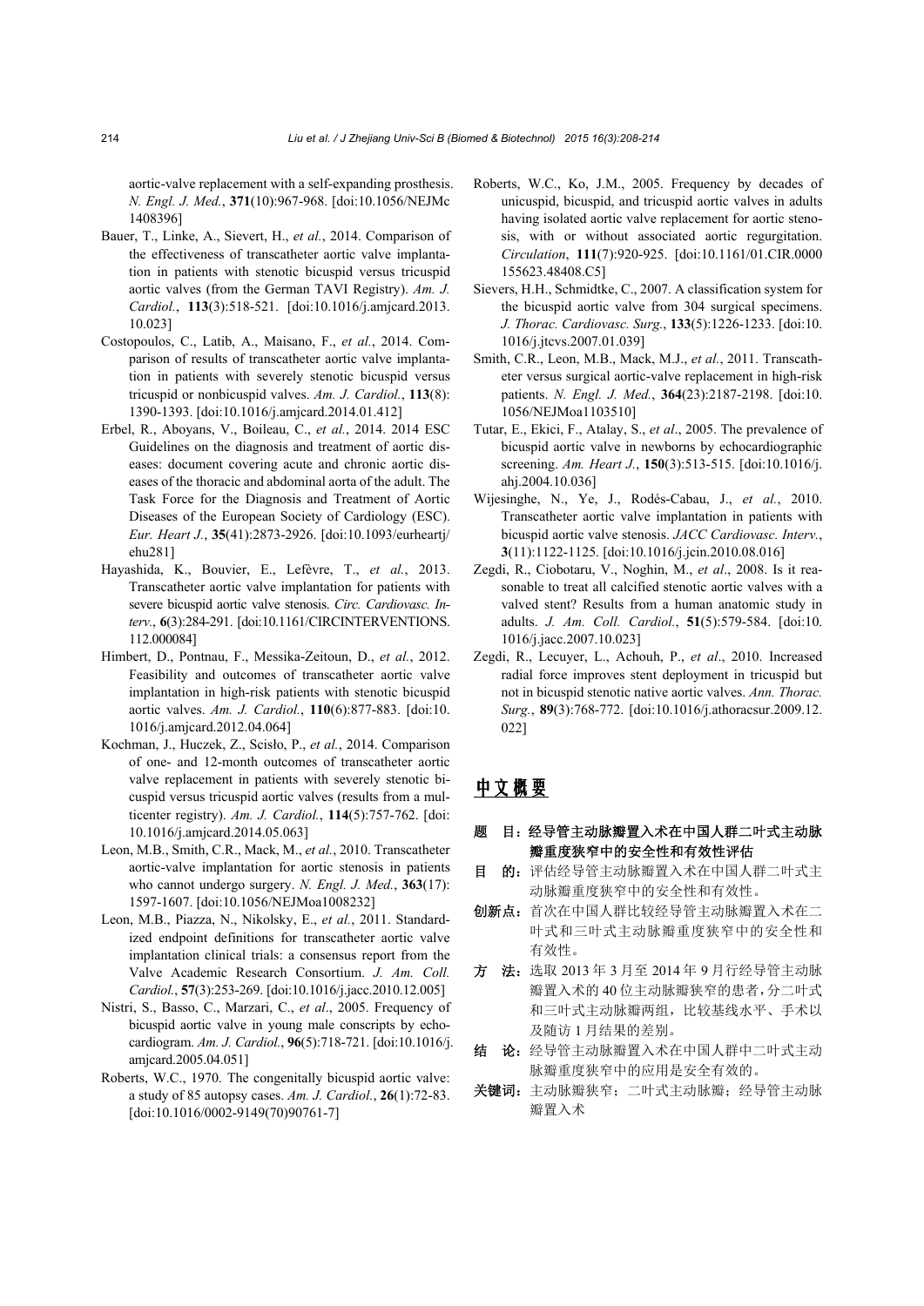aortic-valve replacement with a self-expanding prosthesis. *N. Engl. J. Med.*, **371**(10):967-968. [doi:10.1056/NEJMc1408396]

Bauer, T., Linke, A., Sievert, H., *et al.*, 2014. Comparison of the effectiveness of transcatheter aortic valve implantation in patients with stenotic bicuspid versus tricuspid aortic valves (from the German TAVI Registry). *Am. J. Cardiol.*, **113**(3):518-521. [doi:10.1016/j.amjcard.2013.10.023]

Costopoulos, C., Latib, A., Maisano, F., *et al.*, 2014. Comparison of results of transcatheter aortic valve implantation in patients with severely stenotic bicuspid versus tricuspid or nonbicuspid valves. *Am. J. Cardiol.*, **113**(8):1390-1393. [doi:10.1016/j.amjcard.2014.01.412]

Erbel, R., Aboyans, V., Boileau, C., *et al.*, 2014. 2014 ESC Guidelines on the diagnosis and treatment of aortic diseases: document covering acute and chronic aortic diseases of the thoracic and abdominal aorta of the adult. The Task Force for the Diagnosis and Treatment of Aortic Diseases of the European Society of Cardiology (ESC). *Eur. Heart J.*, **35**(41):2873-2926. [doi:10.1093/eurheartj/ehu281]

Hayashida, K., Bouvier, E., Lefèvre, T., *et al.*, 2013. Transcatheter aortic valve implantation for patients with severe bicuspid aortic valve stenosis. *Circ. Cardiovasc. Interv.*, **6**(3):284-291. [doi:10.1161/CIRCINTERVENTIONS.112.000084]

Himbert, D., Pontnau, F., Messika-Zeitoun, D., *et al.*, 2012. Feasibility and outcomes of transcatheter aortic valve implantation in high-risk patients with stenotic bicuspid aortic valves. *Am. J. Cardiol.*, **110**(6):877-883. [doi:10.1016/j.amjcard.2012.04.064]

Kochman, J., Huczek, Z., Scisło, P., *et al.*, 2014. Comparison of one- and 12-month outcomes of transcatheter aortic valve replacement in patients with severely stenotic bicuspid versus tricuspid aortic valves (results from a multicenter registry). *Am. J. Cardiol.*, **114**(5):757-762. [doi:10.1016/j.amjcard.2014.05.063]

Leon, M.B., Smith, C.R., Mack, M., *et al.*, 2010. Transcatheter aortic-valve implantation for aortic stenosis in patients who cannot undergo surgery. *N. Engl. J. Med.*, **363**(17):1597-1607. [doi:10.1056/NEJMoa1008232]

Leon, M.B., Piazza, N., Nikolsky, E., *et al.*, 2011. Standardized endpoint definitions for transcatheter aortic valve implantation clinical trials: a consensus report from the Valve Academic Research Consortium. *J. Am. Coll. Cardiol.*, **57**(3):253-269. [doi:10.1016/j.jacc.2010.12.005]

Nistri, S., Basso, C., Marzari, C., *et al*., 2005. Frequency of bicuspid aortic valve in young male conscripts by echocardiogram. *Am. J. Cardiol.*, **96**(5):718-721. [doi:10.1016/j.amjcard.2005.04.051]

Roberts, W.C., 1970. The congenitally bicuspid aortic valve: a study of 85 autopsy cases. *Am. J. Cardiol.*, **26**(1):72-83. [doi:10.1016/0002-9149(70)90761-7]

Roberts, W.C., Ko, J.M., 2005. Frequency by decades of unicuspid, bicuspid, and tricuspid aortic valves in adults having isolated aortic valve replacement for aortic stenosis, with or without associated aortic regurgitation. *Circulation*, **111**(7):920-925. [doi:10.1161/01.CIR.0000155623.48408.C5]

Sievers, H.H., Schmidtke, C., 2007. A classification system for the bicuspid aortic valve from 304 surgical specimens. *J. Thorac. Cardiovasc. Surg.*, **133**(5):1226-1233. [doi:10.1016/j.jtcvs.2007.01.039]

Smith, C.R., Leon, M.B., Mack, M.J., *et al.*, 2011. Transcatheter versus surgical aortic-valve replacement in high-risk patients. *N. Engl. J. Med.*, **364**(23):2187-2198. [doi:10.1056/NEJMoa1103510]

Tutar, E., Ekici, F., Atalay, S., *et al*., 2005. The prevalence of bicuspid aortic valve in newborns by echocardiographic screening. *Am. Heart J.*, **150**(3):513-515. [doi:10.1016/j.ahj.2004.10.036]

Wijesinghe, N., Ye, J., Rodés-Cabau, J., *et al.*, 2010. Transcatheter aortic valve implantation in patients with bicuspid aortic valve stenosis. *JACC Cardiovasc. Interv.*, **3**(11):1122-1125. [doi:10.1016/j.jcin.2010.08.016]

Zegdi, R., Ciobotaru, V., Noghin, M., *et al*., 2008. Is it reasonable to treat all calcified stenotic aortic valves with a valved stent? Results from a human anatomic study in adults. *J. Am. Coll. Cardiol.*, **51**(5):579-584. [doi:10.1016/j.jacc.2007.10.023]

Zegdi, R., Lecuyer, L., Achouh, P., *et al*., 2010. Increased radial force improves stent deployment in tricuspid but not in bicuspid stenotic native aortic valves. *Ann. Thorac. Surg.*, **89**(3):768-772. [doi:10.1016/j.athoracsur.2009.12.022]

## 中文概要

**题　目：经导管主动脉瓣置入术在中国人群二叶式主动脉瓣重度狭窄中的安全性和有效性评估**

**目　的：**评估经导管主动脉瓣置入术在中国人群二叶式主动脉瓣重度狭窄中的安全性和有效性。

**创新点：**首次在中国人群比较经导管主动脉瓣置入术在二叶式和三叶式主动脉瓣重度狭窄中的安全性和有效性。

**方　法：**选取 2013 年 3 月至 2014 年 9 月行经导管主动脉瓣置入术的 40 位主动脉瓣狭窄的患者，分二叶式和三叶式主动脉瓣两组，比较基线水平、手术以及随访 1 月结果的差别。

**结　论：**经导管主动脉瓣置入术在中国人群中二叶式主动脉瓣重度狭窄中的应用是安全有效的。

**关键词：**主动脉瓣狭窄；二叶式主动脉瓣；经导管主动脉瓣置入术